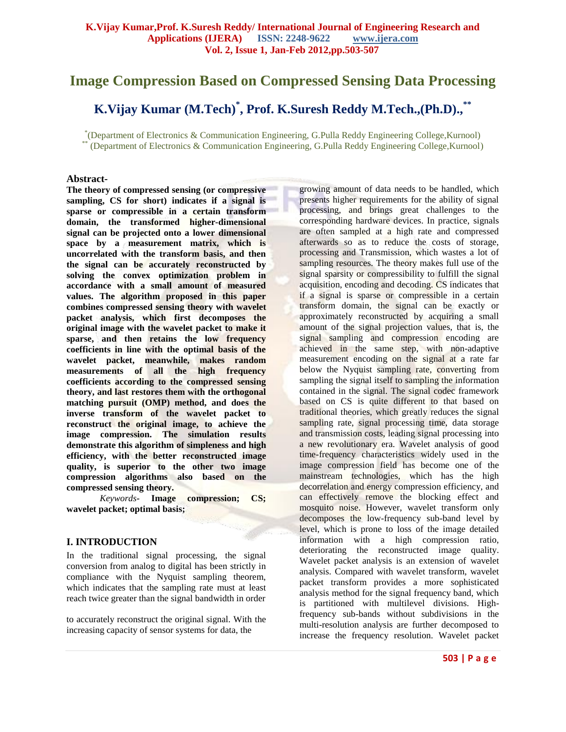# Image Compression Based on Compressed Sensing Data Processing

## K.Vijay Kumar (M.Tech)[*], Prof. K.Suresh Reddy M.Tech.,(Ph.D).,[**]

[*](Department of Electronics & Communication Engineering, G.Pulla Reddy Engineering College,Kurnool)
[**] (Department of Electronics & Communication Engineering, G.Pulla Reddy Engineering College,Kurnool)

### Abstract-

**The theory of compressed sensing (or compressive sampling, CS for short) indicates if a signal is sparse or compressible in a certain transform domain, the transformed higher-dimensional signal can be projected onto a lower dimensional space by a measurement matrix, which is uncorrelated with the transform basis, and then the signal can be accurately reconstructed by solving the convex optimization problem in accordance with a small amount of measured values. The algorithm proposed in this paper combines compressed sensing theory with wavelet packet analysis, which first decomposes the original image with the wavelet packet to make it sparse, and then retains the low frequency coefficients in line with the optimal basis of the wavelet packet, meanwhile, makes random measurements of all the high frequency coefficients according to the compressed sensing theory, and last restores them with the orthogonal matching pursuit (OMP) method, and does the inverse transform of the wavelet packet to reconstruct the original image, to achieve the image compression. The simulation results demonstrate this algorithm of simpleness and high efficiency, with the better reconstructed image quality, is superior to the other two image compression algorithms also based on the compressed sensing theory.**

*Keywords-* **Image compression; CS; wavelet packet; optimal basis;**

### I. INTRODUCTION

In the traditional signal processing, the signal conversion from analog to digital has been strictly in compliance with the Nyquist sampling theorem, which indicates that the sampling rate must at least reach twice greater than the signal bandwidth in order to accurately reconstruct the original signal. With the increasing capacity of sensor systems for data, the growing amount of data needs to be handled, which presents higher requirements for the ability of signal processing, and brings great challenges to the corresponding hardware devices. In practice, signals are often sampled at a high rate and compressed afterwards so as to reduce the costs of storage, processing and Transmission, which wastes a lot of sampling resources. The theory makes full use of the signal sparsity or compressibility to fulfill the signal acquisition, encoding and decoding. CS indicates that if a signal is sparse or compressible in a certain transform domain, the signal can be exactly or approximately reconstructed by acquiring a small amount of the signal projection values, that is, the signal sampling and compression encoding are achieved in the same step, with non-adaptive measurement encoding on the signal at a rate far below the Nyquist sampling rate, converting from sampling the signal itself to sampling the information contained in the signal. The signal codec framework based on CS is quite different to that based on traditional theories, which greatly reduces the signal sampling rate, signal processing time, data storage and transmission costs, leading signal processing into a new revolutionary era. Wavelet analysis of good time-frequency characteristics widely used in the image compression field has become one of the mainstream technologies, which has the high decorrelation and energy compression efficiency, and can effectively remove the blocking effect and mosquito noise. However, wavelet transform only decomposes the low-frequency sub-band level by level, which is prone to loss of the image detailed information with a high compression ratio, deteriorating the reconstructed image quality. Wavelet packet analysis is an extension of wavelet analysis. Compared with wavelet transform, wavelet packet transform provides a more sophisticated analysis method for the signal frequency band, which is partitioned with multilevel divisions. High-frequency sub-bands without subdivisions in the multi-resolution analysis are further decomposed to increase the frequency resolution. Wavelet packet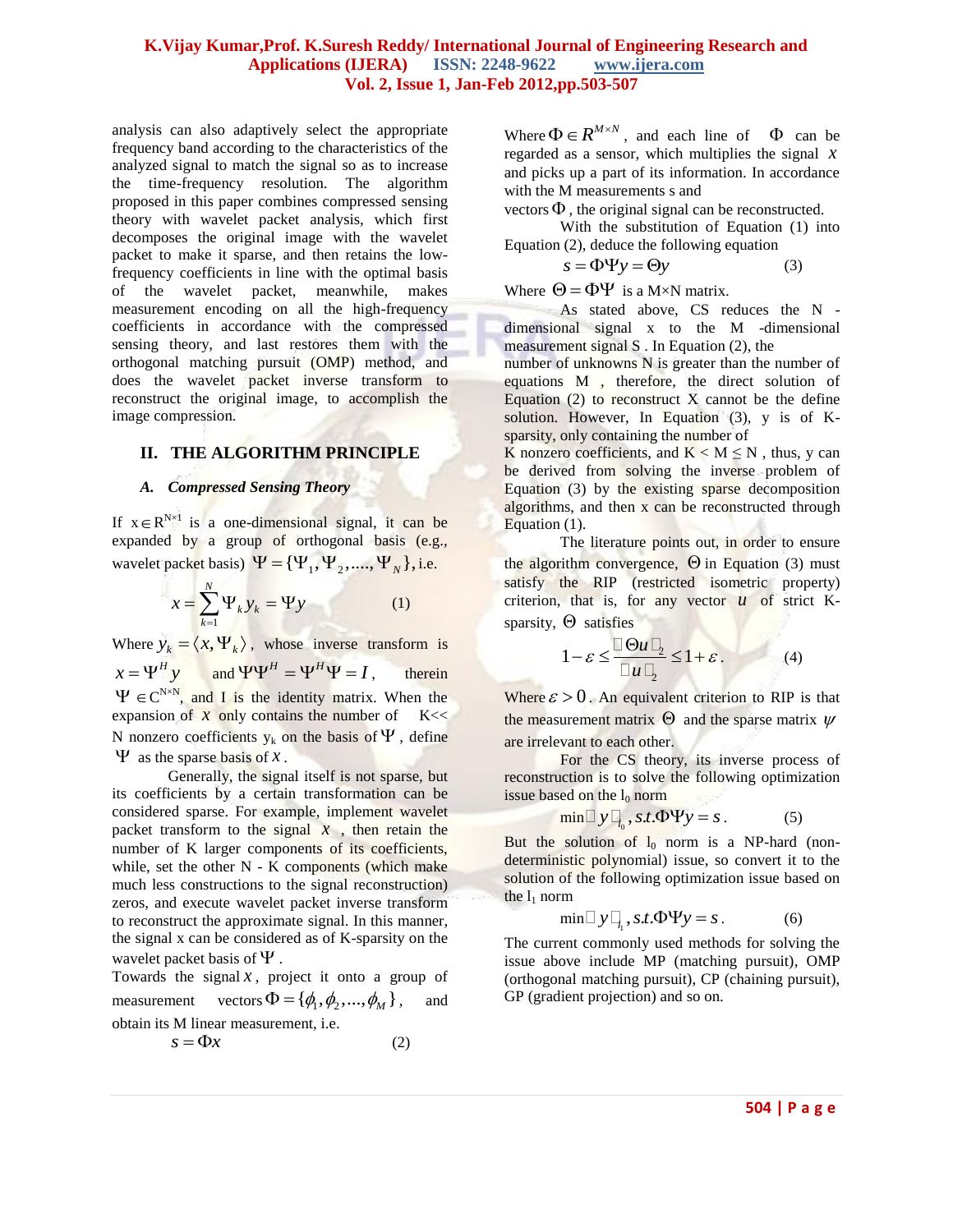analysis can also adaptively select the appropriate frequency band according to the characteristics of the analyzed signal to match the signal so as to increase the time-frequency resolution. The algorithm proposed in this paper combines compressed sensing theory with wavelet packet analysis, which first decomposes the original image with the wavelet packet to make it sparse, and then retains the low-frequency coefficients in line with the optimal basis of the wavelet packet, meanwhile, makes measurement encoding on all the high-frequency coefficients in accordance with the compressed sensing theory, and last restores them with the orthogonal matching pursuit (OMP) method, and does the wavelet packet inverse transform to reconstruct the original image, to accomplish the image compression.

## II. THE ALGORITHM PRINCIPLE

### *A. Compressed Sensing Theory*

If $x \in R^{N\times 1}$ is a one-dimensional signal, it can be expanded by a group of orthogonal basis (e.g., wavelet packet basis) $\Psi = \{\Psi_1, \Psi_2, ...., \Psi_N\}$, i.e.

$$x = \sum_{k=1}^{N} \Psi_k y_k = \Psi y \qquad (1)$$

Where $y_k = \langle x, \Psi_k \rangle$, whose inverse transform is $x = \Psi^H y$ and $\Psi\Psi^H = \Psi^H\Psi = I$, therein $\Psi \in C^{N\times N}$, and I is the identity matrix. When the expansion of $x$ only contains the number of K<< N nonzero coefficients $y_k$ on the basis of $\Psi$, define $\Psi$ as the sparse basis of $x$.

Generally, the signal itself is not sparse, but its coefficients by a certain transformation can be considered sparse. For example, implement wavelet packet transform to the signal $x$, then retain the number of K larger components of its coefficients, while, set the other N - K components (which make much less constructions to the signal reconstruction) zeros, and execute wavelet packet inverse transform to reconstruct the approximate signal. In this manner, the signal x can be considered as of K-sparsity on the wavelet packet basis of $\Psi$.

Towards the signal $x$, project it onto a group of measurement vectors $\Phi = \{\phi_1, \phi_2, ..., \phi_M\}$, and obtain its M linear measurement, i.e.

$$s = \Phi x \qquad (2)$$

Where $\Phi \in R^{M\times N}$, and each line of $\Phi$ can be regarded as a sensor, which multiplies the signal $x$ and picks up a part of its information. In accordance with the M measurements s and vectors $\Phi$, the original signal can be reconstructed.

With the substitution of Equation (1) into Equation (2), deduce the following equation

$$s = \Phi\Psi y = \Theta y \qquad (3)$$

Where $\Theta = \Phi\Psi$ is a M×N matrix.

As stated above, CS reduces the N -dimensional signal x to the M -dimensional measurement signal S . In Equation (2), the number of unknowns N is greater than the number of equations M , therefore, the direct solution of Equation (2) to reconstruct X cannot be the define solution. However, In Equation (3), y is of K-sparsity, only containing the number of K nonzero coefficients, and K < M ≤ N , thus, y can be derived from solving the inverse problem of Equation (3) by the existing sparse decomposition algorithms, and then x can be reconstructed through Equation (1).

The literature points out, in order to ensure the algorithm convergence, $\Theta$ in Equation (3) must satisfy the RIP (restricted isometric property) criterion, that is, for any vector $u$ of strict K-sparsity, $\Theta$ satisfies

$$1-\varepsilon \le \frac{\|\Theta u\|_2}{\|u\|_2} \le 1+\varepsilon. \qquad (4)$$

Where $\varepsilon > 0$. An equivalent criterion to RIP is that the measurement matrix $\Theta$ and the sparse matrix $\psi$ are irrelevant to each other.

For the CS theory, its inverse process of reconstruction is to solve the following optimization issue based on the $l_0$ norm

$$\min \|y\|_{l_0}, s.t. \Phi\Psi y = s. \qquad (5)$$

But the solution of $l_0$ norm is a NP-hard (non-deterministic polynomial) issue, so convert it to the solution of the following optimization issue based on the $l_1$ norm

$$\min \|y\|_{l_1}, s.t. \Phi\Psi y = s. \qquad (6)$$

The current commonly used methods for solving the issue above include MP (matching pursuit), OMP (orthogonal matching pursuit), CP (chaining pursuit), GP (gradient projection) and so on.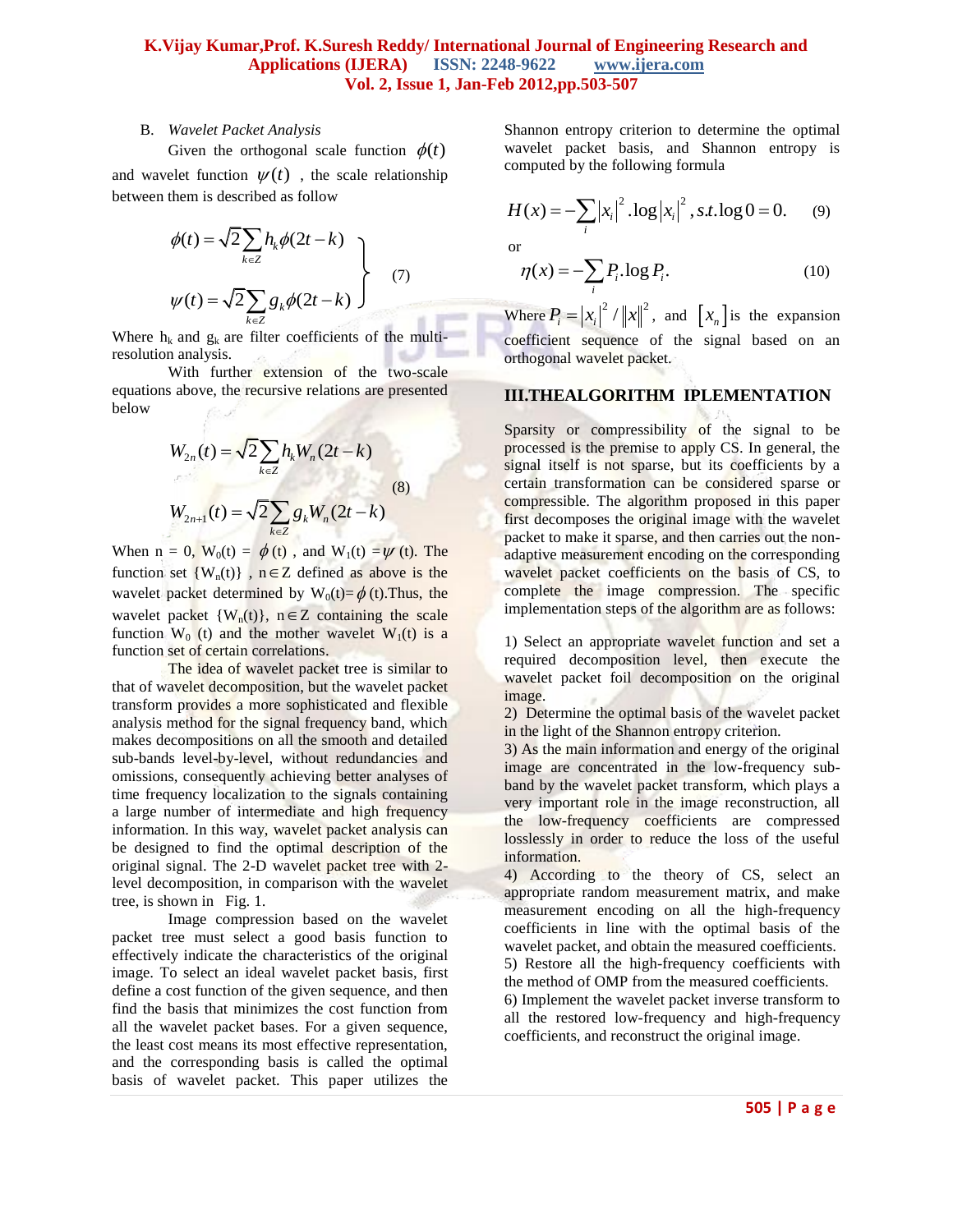B. *Wavelet Packet Analysis*

Given the orthogonal scale function $\phi(t)$ and wavelet function $\psi(t)$, the scale relationship between them is described as follow

$$\left.\begin{aligned}\phi(t) &= \sqrt{2}\sum_{k\in Z} h_k \phi(2t-k) \\ \psi(t) &= \sqrt{2}\sum_{k\in Z} g_k \phi(2t-k)\end{aligned}\right\} \quad (7)$$

Where $h_k$ and $g_k$ are filter coefficients of the multi-resolution analysis.

With further extension of the two-scale equations above, the recursive relations are presented below

$$\begin{aligned}W_{2n}(t) &= \sqrt{2}\sum_{k\in Z} h_k W_n(2t-k) \\ W_{2n+1}(t) &= \sqrt{2}\sum_{k\in Z} g_k W_n(2t-k)\end{aligned} \quad (8)$$

When n = 0, $W_0(t) = \phi(t)$, and $W_1(t) = \psi(t)$. The function set $\{W_n(t)\}$, $n \in Z$ defined as above is the wavelet packet determined by $W_0(t)=\phi(t)$. Thus, the wavelet packet $\{W_n(t)\}$, $n \in Z$ containing the scale function $W_0(t)$ and the mother wavelet $W_1(t)$ is a function set of certain correlations.

The idea of wavelet packet tree is similar to that of wavelet decomposition, but the wavelet packet transform provides a more sophisticated and flexible analysis method for the signal frequency band, which makes decompositions on all the smooth and detailed sub-bands level-by-level, without redundancies and omissions, consequently achieving better analyses of time frequency localization to the signals containing a large number of intermediate and high frequency information. In this way, wavelet packet analysis can be designed to find the optimal description of the original signal. The 2-D wavelet packet tree with 2-level decomposition, in comparison with the wavelet tree, is shown in Fig. 1.

Image compression based on the wavelet packet tree must select a good basis function to effectively indicate the characteristics of the original image. To select an ideal wavelet packet basis, first define a cost function of the given sequence, and then find the basis that minimizes the cost function from all the wavelet packet bases. For a given sequence, the least cost means its most effective representation, and the corresponding basis is called the optimal basis of wavelet packet. This paper utilizes the Shannon entropy criterion to determine the optimal wavelet packet basis, and Shannon entropy is computed by the following formula

$$H(x) = -\sum_i |x_i|^2 . \log |x_i|^2 , s.t. \log 0 = 0. \quad (9)$$

or

$$\eta(x) = -\sum_i P_i . \log P_i . \quad (10)$$

Where $P_i = |x_i|^2 / \|x\|^2$, and $[x_n]$ is the expansion coefficient sequence of the signal based on an orthogonal wavelet packet.

## III.THEALGORITHM IPLEMENTATION

Sparsity or compressibility of the signal to be processed is the premise to apply CS. In general, the signal itself is not sparse, but its coefficients by a certain transformation can be considered sparse or compressible. The algorithm proposed in this paper first decomposes the original image with the wavelet packet to make it sparse, and then carries out the non-adaptive measurement encoding on the corresponding wavelet packet coefficients on the basis of CS, to complete the image compression. The specific implementation steps of the algorithm are as follows:

1) Select an appropriate wavelet function and set a required decomposition level, then execute the wavelet packet foil decomposition on the original image.
2) Determine the optimal basis of the wavelet packet in the light of the Shannon entropy criterion.
3) As the main information and energy of the original image are concentrated in the low-frequency sub-band by the wavelet packet transform, which plays a very important role in the image reconstruction, all the low-frequency coefficients are compressed losslessly in order to reduce the loss of the useful information.
4) According to the theory of CS, select an appropriate random measurement matrix, and make measurement encoding on all the high-frequency coefficients in line with the optimal basis of the wavelet packet, and obtain the measured coefficients.
5) Restore all the high-frequency coefficients with the method of OMP from the measured coefficients.
6) Implement the wavelet packet inverse transform to all the restored low-frequency and high-frequency coefficients, and reconstruct the original image.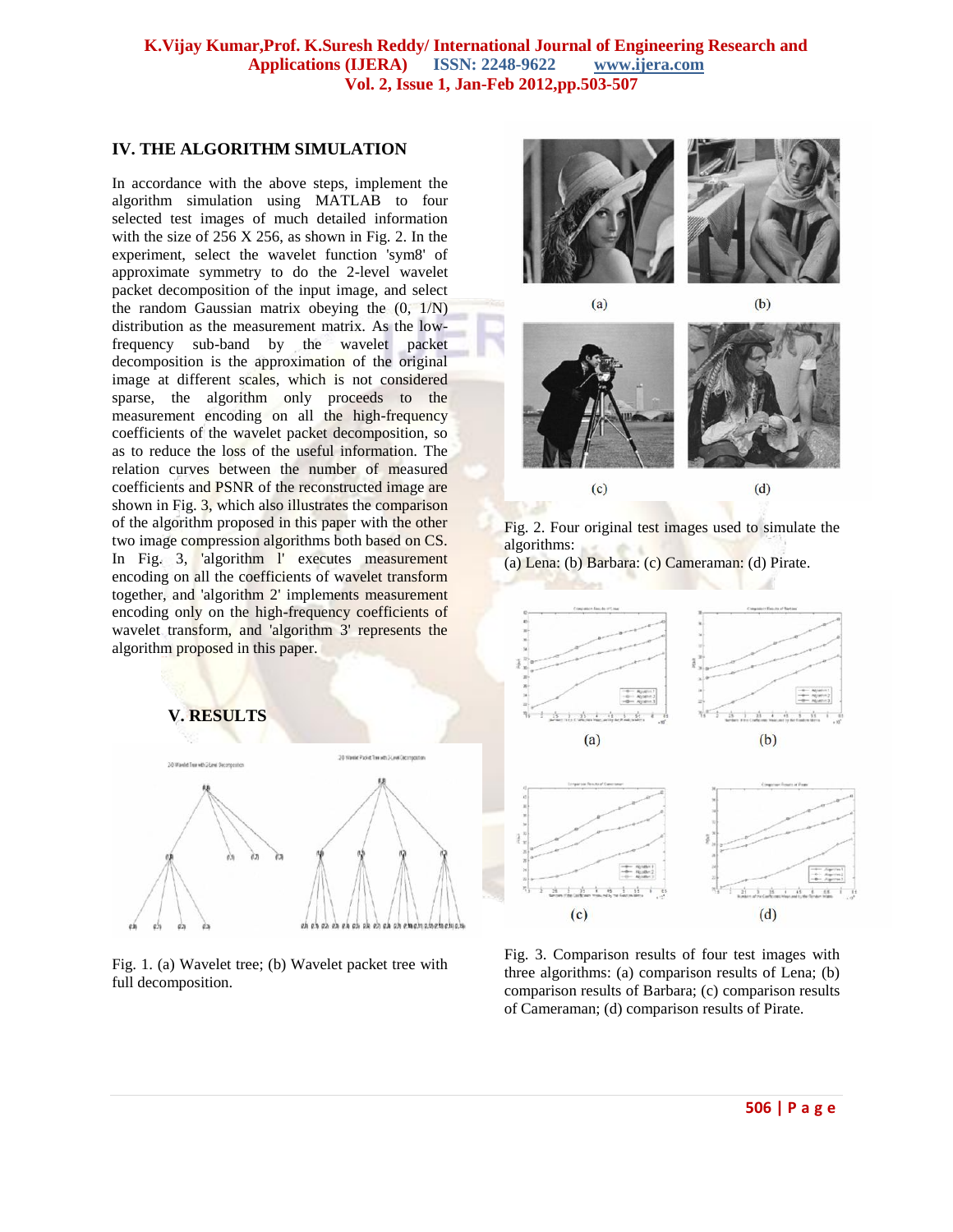## IV. THE ALGORITHM SIMULATION

In accordance with the above steps, implement the algorithm simulation using MATLAB to four selected test images of much detailed information with the size of 256 X 256, as shown in Fig. 2. In the experiment, select the wavelet function 'sym8' of approximate symmetry to do the 2-level wavelet packet decomposition of the input image, and select the random Gaussian matrix obeying the (0, 1/N) distribution as the measurement matrix. As the low-frequency sub-band by the wavelet packet decomposition is the approximation of the original image at different scales, which is not considered sparse, the algorithm only proceeds to the measurement encoding on all the high-frequency coefficients of the wavelet packet decomposition, so as to reduce the loss of the useful information. The relation curves between the number of measured coefficients and PSNR of the reconstructed image are shown in Fig. 3, which also illustrates the comparison of the algorithm proposed in this paper with the other two image compression algorithms both based on CS. In Fig. 3, 'algorithm l' executes measurement encoding on all the coefficients of wavelet transform together, and 'algorithm 2' implements measurement encoding only on the high-frequency coefficients of wavelet transform, and 'algorithm 3' represents the algorithm proposed in this paper.

## V. RESULTS

Fig. 1. (a) Wavelet tree; (b) Wavelet packet tree with full decomposition.

Fig. 2. Four original test images used to simulate the algorithms:
(a) Lena: (b) Barbara: (c) Cameraman: (d) Pirate.

Fig. 3. Comparison results of four test images with three algorithms: (a) comparison results of Lena; (b) comparison results of Barbara; (c) comparison results of Cameraman; (d) comparison results of Pirate.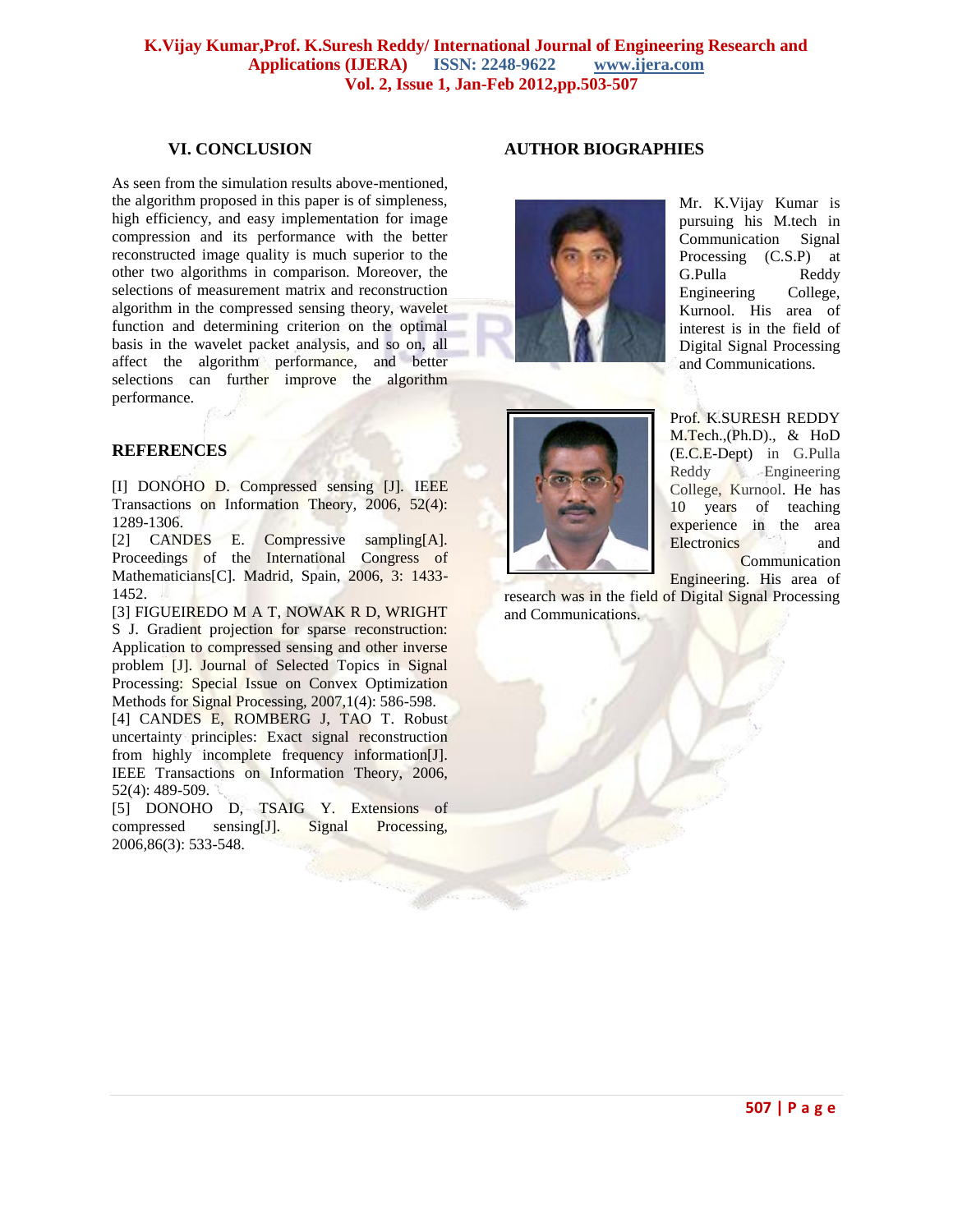## VI. CONCLUSION

As seen from the simulation results above-mentioned, the algorithm proposed in this paper is of simpleness, high efficiency, and easy implementation for image compression and its performance with the better reconstructed image quality is much superior to the other two algorithms in comparison. Moreover, the selections of measurement matrix and reconstruction algorithm in the compressed sensing theory, wavelet function and determining criterion on the optimal basis in the wavelet packet analysis, and so on, all affect the algorithm performance, and better selections can further improve the algorithm performance.

## REFERENCES

[I] DONOHO D. Compressed sensing [J]. IEEE Transactions on Information Theory, 2006, 52(4): 1289-1306.

[2] CANDES E. Compressive sampling[A]. Proceedings of the International Congress of Mathematicians[C]. Madrid, Spain, 2006, 3: 1433-1452.

[3] FIGUEIREDO M A T, NOWAK R D, WRIGHT S J. Gradient projection for sparse reconstruction: Application to compressed sensing and other inverse problem [J]. Journal of Selected Topics in Signal Processing: Special Issue on Convex Optimization Methods for Signal Processing, 2007,1(4): 586-598.

[4] CANDES E, ROMBERG J, TAO T. Robust uncertainty principles: Exact signal reconstruction from highly incomplete frequency information[J]. IEEE Transactions on Information Theory, 2006, 52(4): 489-509.

[5] DONOHO D, TSAIG Y. Extensions of compressed sensing[J]. Signal Processing, 2006,86(3): 533-548.

## AUTHOR BIOGRAPHIES

Mr. K.Vijay Kumar is pursuing his M.tech in Communication Signal Processing (C.S.P) at G.Pulla Reddy Engineering College, Kurnool. His area of interest is in the field of Digital Signal Processing and Communications.

Prof. K.SURESH REDDY M.Tech.,(Ph.D)., & HoD (E.C.E-Dept) in G.Pulla Reddy Engineering College, Kurnool. He has 10 years of teaching experience in the area Electronics and Communication Engineering. His area of research was in the field of Digital Signal Processing and Communications.